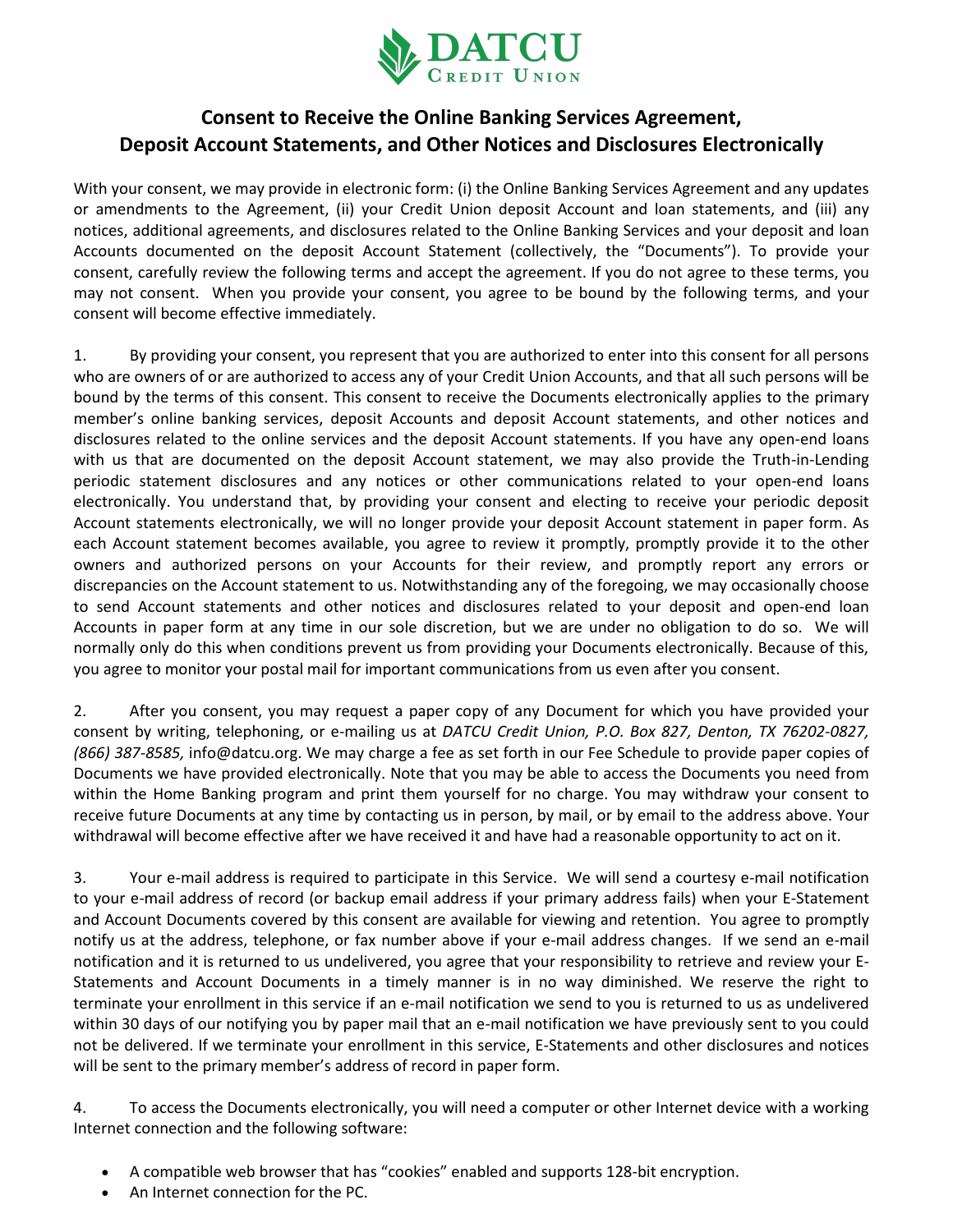DATCU Credit Union

# Consent to Receive the Online Banking Services Agreement, Deposit Account Statements, and Other Notices and Disclosures Electronically

With your consent, we may provide in electronic form: (i) the Online Banking Services Agreement and any updates or amendments to the Agreement, (ii) your Credit Union deposit Account and loan statements, and (iii) any notices, additional agreements, and disclosures related to the Online Banking Services and your deposit and loan Accounts documented on the deposit Account Statement (collectively, the "Documents"). To provide your consent, carefully review the following terms and accept the agreement. If you do not agree to these terms, you may not consent. When you provide your consent, you agree to be bound by the following terms, and your consent will become effective immediately.

1. By providing your consent, you represent that you are authorized to enter into this consent for all persons who are owners of or are authorized to access any of your Credit Union Accounts, and that all such persons will be bound by the terms of this consent. This consent to receive the Documents electronically applies to the primary member's online banking services, deposit Accounts and deposit Account statements, and other notices and disclosures related to the online services and the deposit Account statements. If you have any open-end loans with us that are documented on the deposit Account statement, we may also provide the Truth-in-Lending periodic statement disclosures and any notices or other communications related to your open-end loans electronically. You understand that, by providing your consent and electing to receive your periodic deposit Account statements electronically, we will no longer provide your deposit Account statement in paper form. As each Account statement becomes available, you agree to review it promptly, promptly provide it to the other owners and authorized persons on your Accounts for their review, and promptly report any errors or discrepancies on the Account statement to us. Notwithstanding any of the foregoing, we may occasionally choose to send Account statements and other notices and disclosures related to your deposit and open-end loan Accounts in paper form at any time in our sole discretion, but we are under no obligation to do so. We will normally only do this when conditions prevent us from providing your Documents electronically. Because of this, you agree to monitor your postal mail for important communications from us even after you consent.

2. After you consent, you may request a paper copy of any Document for which you have provided your consent by writing, telephoning, or e-mailing us at *DATCU Credit Union, P.O. Box 827, Denton, TX 76202-0827, (866) 387-8585,* info@datcu.org. We may charge a fee as set forth in our Fee Schedule to provide paper copies of Documents we have provided electronically. Note that you may be able to access the Documents you need from within the Home Banking program and print them yourself for no charge. You may withdraw your consent to receive future Documents at any time by contacting us in person, by mail, or by email to the address above. Your withdrawal will become effective after we have received it and have had a reasonable opportunity to act on it.

3. Your e-mail address is required to participate in this Service. We will send a courtesy e-mail notification to your e-mail address of record (or backup email address if your primary address fails) when your E-Statement and Account Documents covered by this consent are available for viewing and retention. You agree to promptly notify us at the address, telephone, or fax number above if your e-mail address changes. If we send an e-mail notification and it is returned to us undelivered, you agree that your responsibility to retrieve and review your E-Statements and Account Documents in a timely manner is in no way diminished. We reserve the right to terminate your enrollment in this service if an e-mail notification we send to you is returned to us as undelivered within 30 days of our notifying you by paper mail that an e-mail notification we have previously sent to you could not be delivered. If we terminate your enrollment in this service, E-Statements and other disclosures and notices will be sent to the primary member's address of record in paper form.

4. To access the Documents electronically, you will need a computer or other Internet device with a working Internet connection and the following software:

- A compatible web browser that has "cookies" enabled and supports 128-bit encryption.
- An Internet connection for the PC.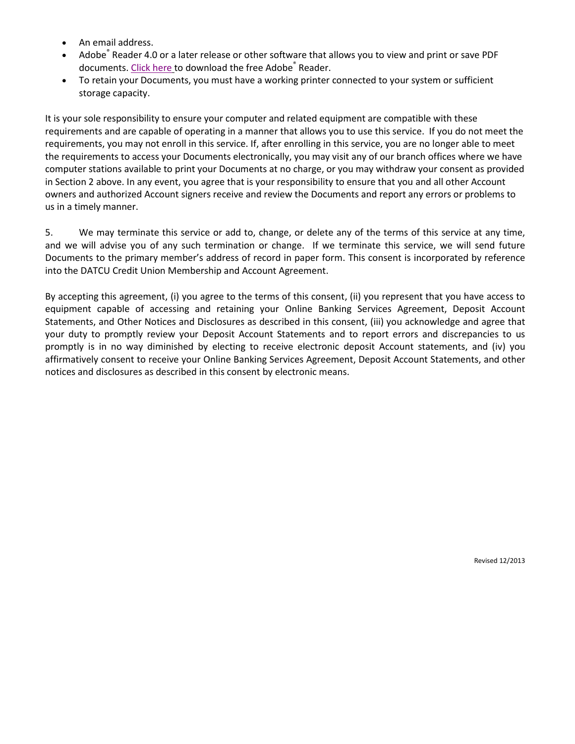- An email address.
- Adobe® Reader 4.0 or a later release or other software that allows you to view and print or save PDF documents. Click here to download the free Adobe® Reader.
- To retain your Documents, you must have a working printer connected to your system or sufficient storage capacity.

It is your sole responsibility to ensure your computer and related equipment are compatible with these requirements and are capable of operating in a manner that allows you to use this service. If you do not meet the requirements, you may not enroll in this service. If, after enrolling in this service, you are no longer able to meet the requirements to access your Documents electronically, you may visit any of our branch offices where we have computer stations available to print your Documents at no charge, or you may withdraw your consent as provided in Section 2 above. In any event, you agree that is your responsibility to ensure that you and all other Account owners and authorized Account signers receive and review the Documents and report any errors or problems to us in a timely manner.

5. We may terminate this service or add to, change, or delete any of the terms of this service at any time, and we will advise you of any such termination or change. If we terminate this service, we will send future Documents to the primary member's address of record in paper form. This consent is incorporated by reference into the DATCU Credit Union Membership and Account Agreement.

By accepting this agreement, (i) you agree to the terms of this consent, (ii) you represent that you have access to equipment capable of accessing and retaining your Online Banking Services Agreement, Deposit Account Statements, and Other Notices and Disclosures as described in this consent, (iii) you acknowledge and agree that your duty to promptly review your Deposit Account Statements and to report errors and discrepancies to us promptly is in no way diminished by electing to receive electronic deposit Account statements, and (iv) you affirmatively consent to receive your Online Banking Services Agreement, Deposit Account Statements, and other notices and disclosures as described in this consent by electronic means.

Revised 12/2013